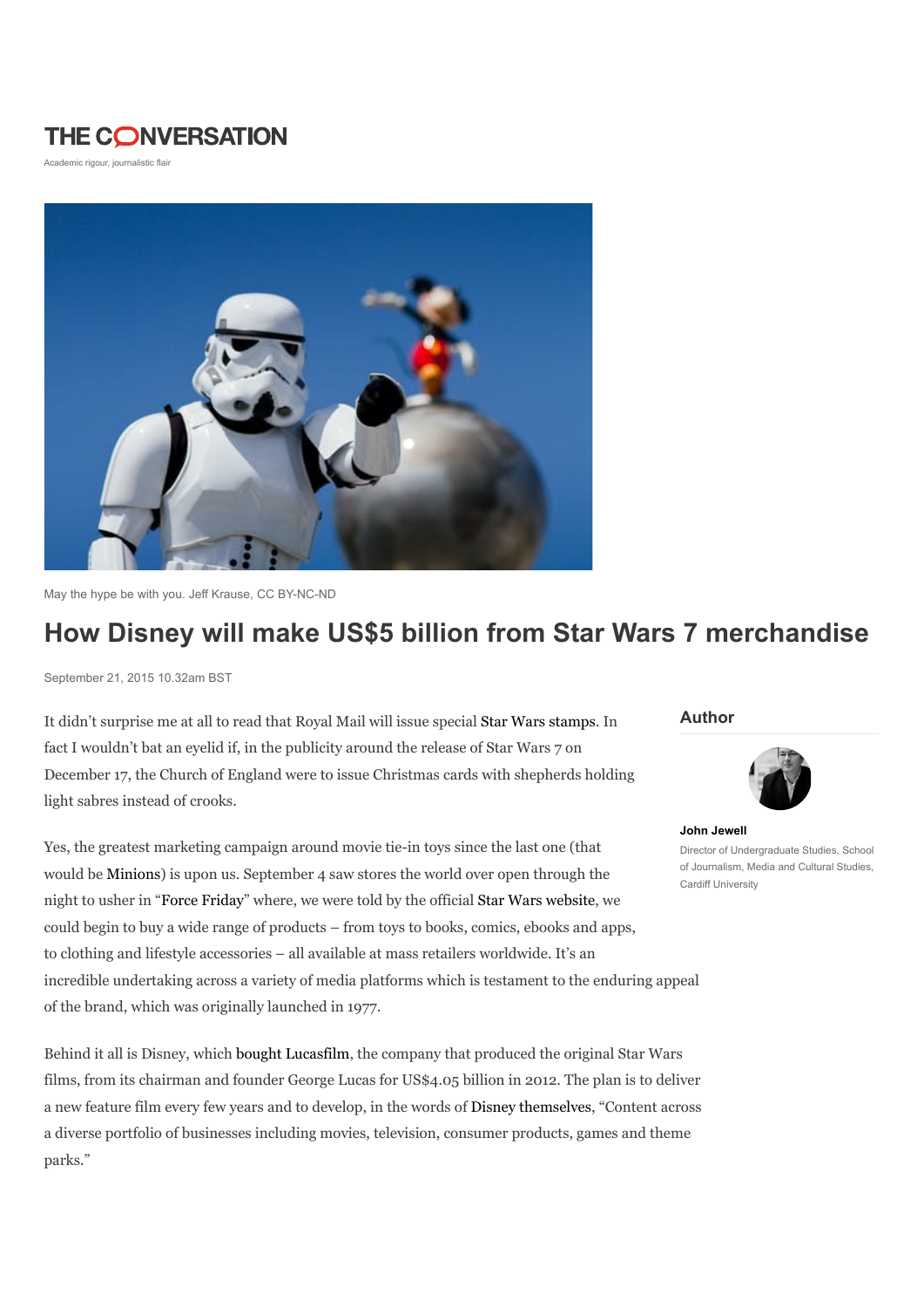THE CONVERSATION

Academic rigour, journalistic flair

May the hype be with you. Jeff Krause, CC BY-NC-ND

# How Disney will make US$5 billion from Star Wars 7 merchandise

September 21, 2015 10.32am BST

**Author**

**John Jewell**

Director of Undergraduate Studies, School of Journalism, Media and Cultural Studies, Cardiff University

It didn't surprise me at all to read that Royal Mail will issue special Star Wars stamps. In fact I wouldn't bat an eyelid if, in the publicity around the release of Star Wars 7 on December 17, the Church of England were to issue Christmas cards with shepherds holding light sabres instead of crooks.

Yes, the greatest marketing campaign around movie tie-in toys since the last one (that would be Minions) is upon us. September 4 saw stores the world over open through the night to usher in "Force Friday" where, we were told by the official Star Wars website, we could begin to buy a wide range of products – from toys to books, comics, ebooks and apps, to clothing and lifestyle accessories – all available at mass retailers worldwide. It's an incredible undertaking across a variety of media platforms which is testament to the enduring appeal of the brand, which was originally launched in 1977.

Behind it all is Disney, which bought Lucasfilm, the company that produced the original Star Wars films, from its chairman and founder George Lucas for US$4.05 billion in 2012. The plan is to deliver a new feature film every few years and to develop, in the words of Disney themselves, "Content across a diverse portfolio of businesses including movies, television, consumer products, games and theme parks."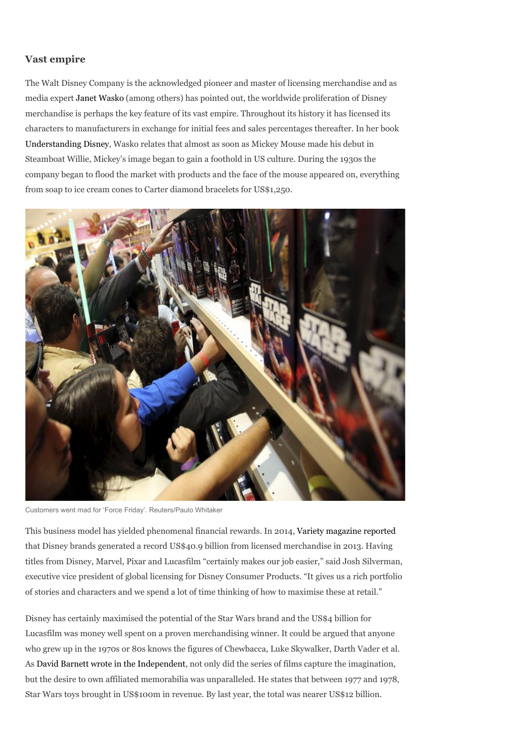## Vast empire

The Walt Disney Company is the acknowledged pioneer and master of licensing merchandise and as media expert Janet Wasko (among others) has pointed out, the worldwide proliferation of Disney merchandise is perhaps the key feature of its vast empire. Throughout its history it has licensed its characters to manufacturers in exchange for initial fees and sales percentages thereafter. In her book Understanding Disney, Wasko relates that almost as soon as Mickey Mouse made his debut in Steamboat Willie, Mickey's image began to gain a foothold in US culture. During the 1930s the company began to flood the market with products and the face of the mouse appeared on, everything from soap to ice cream cones to Carter diamond bracelets for US$1,250.

Customers went mad for 'Force Friday'. Reuters/Paulo Whitaker

This business model has yielded phenomenal financial rewards. In 2014, Variety magazine reported that Disney brands generated a record US$40.9 billion from licensed merchandise in 2013. Having titles from Disney, Marvel, Pixar and Lucasfilm "certainly makes our job easier," said Josh Silverman, executive vice president of global licensing for Disney Consumer Products. "It gives us a rich portfolio of stories and characters and we spend a lot of time thinking of how to maximise these at retail."

Disney has certainly maximised the potential of the Star Wars brand and the US$4 billion for Lucasfilm was money well spent on a proven merchandising winner. It could be argued that anyone who grew up in the 1970s or 80s knows the figures of Chewbacca, Luke Skywalker, Darth Vader et al. As David Barnett wrote in the Independent, not only did the series of films capture the imagination, but the desire to own affiliated memorabilia was unparalleled. He states that between 1977 and 1978, Star Wars toys brought in US$100m in revenue. By last year, the total was nearer US$12 billion.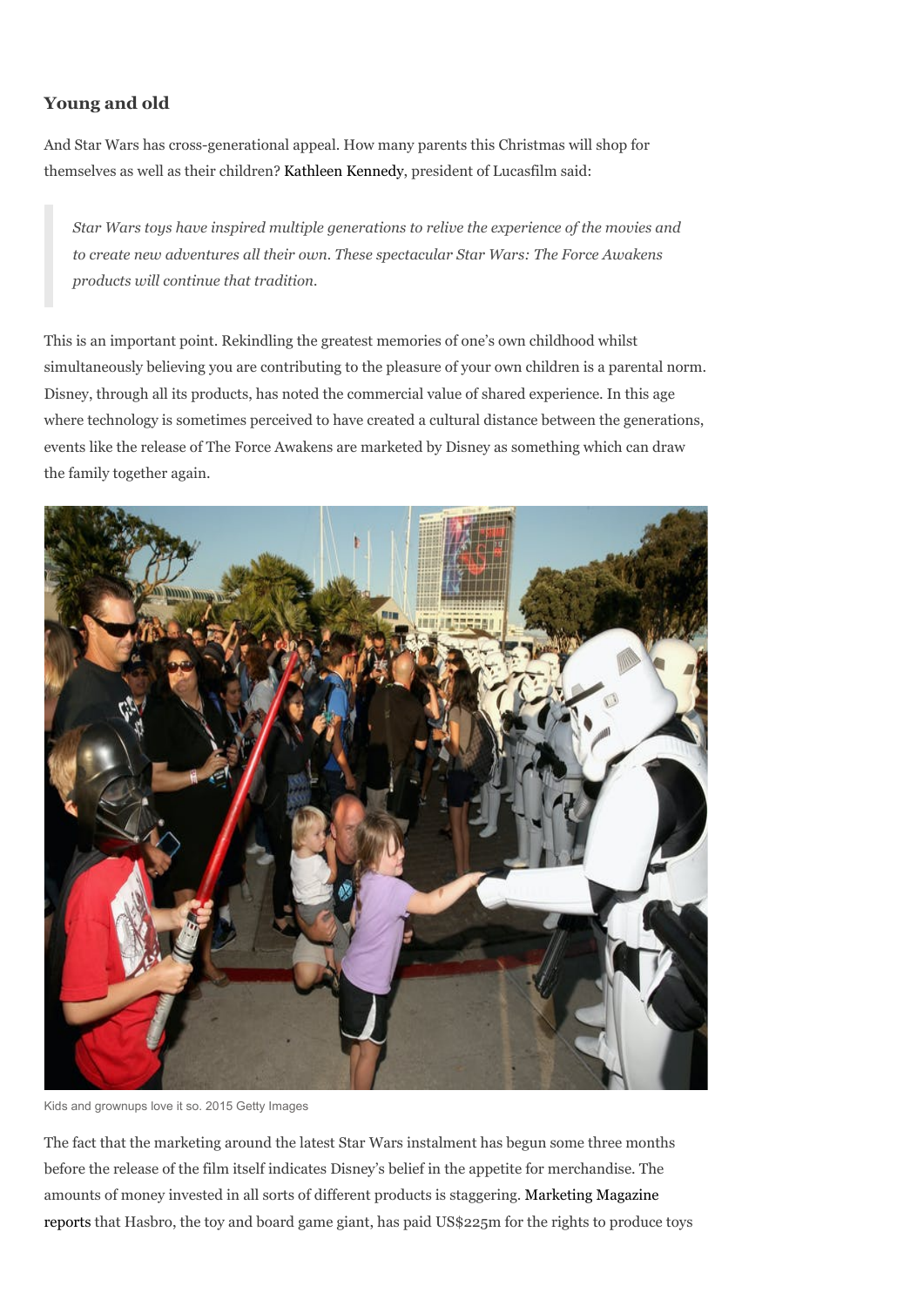## Young and old

And Star Wars has cross-generational appeal. How many parents this Christmas will shop for themselves as well as their children? Kathleen Kennedy, president of Lucasfilm said:

> *Star Wars toys have inspired multiple generations to relive the experience of the movies and to create new adventures all their own. These spectacular Star Wars: The Force Awakens products will continue that tradition.*

This is an important point. Rekindling the greatest memories of one's own childhood whilst simultaneously believing you are contributing to the pleasure of your own children is a parental norm. Disney, through all its products, has noted the commercial value of shared experience. In this age where technology is sometimes perceived to have created a cultural distance between the generations, events like the release of The Force Awakens are marketed by Disney as something which can draw the family together again.

Kids and grownups love it so. 2015 Getty Images

The fact that the marketing around the latest Star Wars instalment has begun some three months before the release of the film itself indicates Disney's belief in the appetite for merchandise. The amounts of money invested in all sorts of different products is staggering. Marketing Magazine reports that Hasbro, the toy and board game giant, has paid US$225m for the rights to produce toys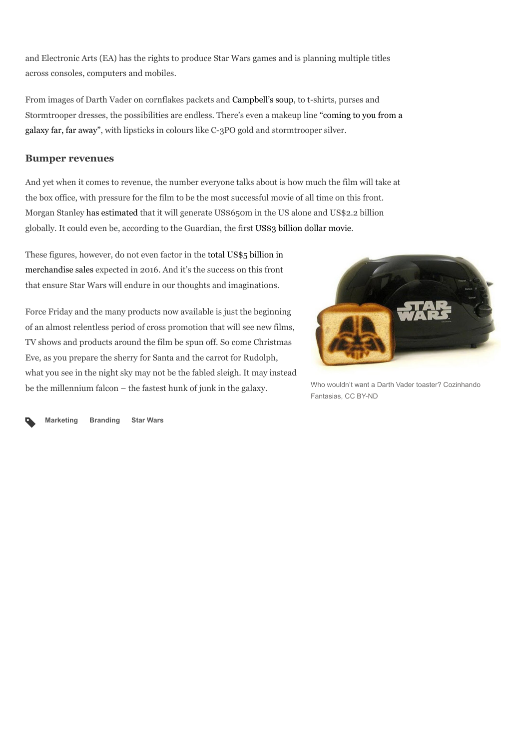and Electronic Arts (EA) has the rights to produce Star Wars games and is planning multiple titles across consoles, computers and mobiles.

From images of Darth Vader on cornflakes packets and Campbell's soup, to t-shirts, purses and Stormtrooper dresses, the possibilities are endless. There's even a makeup line "coming to you from a galaxy far, far away", with lipsticks in colours like C-3PO gold and stormtrooper silver.

## Bumper revenues

And yet when it comes to revenue, the number everyone talks about is how much the film will take at the box office, with pressure for the film to be the most successful movie of all time on this front. Morgan Stanley has estimated that it will generate US$650m in the US alone and US$2.2 billion globally. It could even be, according to the Guardian, the first US$3 billion dollar movie.

These figures, however, do not even factor in the total US$5 billion in merchandise sales expected in 2016. And it's the success on this front that ensure Star Wars will endure in our thoughts and imaginations.

Force Friday and the many products now available is just the beginning of an almost relentless period of cross promotion that will see new films, TV shows and products around the film be spun off. So come Christmas Eve, as you prepare the sherry for Santa and the carrot for Rudolph, what you see in the night sky may not be the fabled sleigh. It may instead be the millennium falcon – the fastest hunk of junk in the galaxy.

Who wouldn't want a Darth Vader toaster? Cozinhando Fantasias, CC BY-ND

Marketing Branding Star Wars